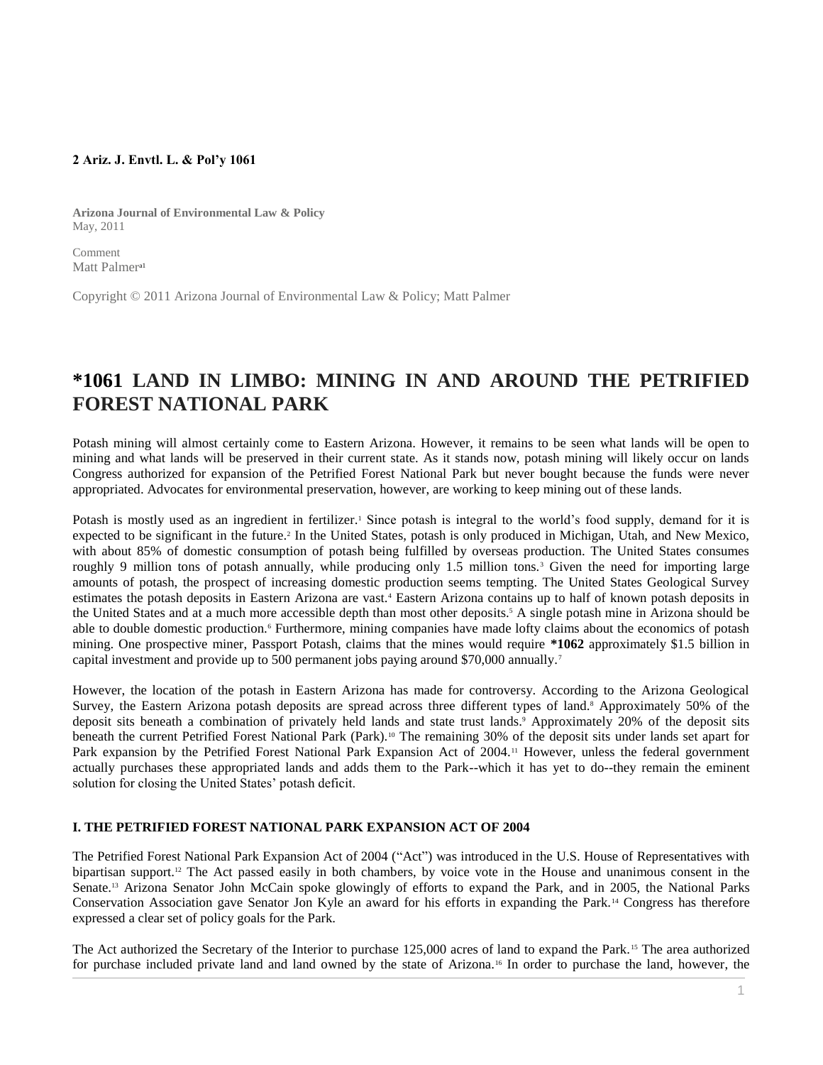**2 Ariz. J. Envtl. L. & Pol'y 1061**

**Arizona Journal of Environmental Law & Policy**
May, 2011

Comment
Matt Palmer[a1]

Copyright © 2011 Arizona Journal of Environmental Law & Policy; Matt Palmer

# *1061 LAND IN LIMBO: MINING IN AND AROUND THE PETRIFIED FOREST NATIONAL PARK

Potash mining will almost certainly come to Eastern Arizona. However, it remains to be seen what lands will be open to mining and what lands will be preserved in their current state. As it stands now, potash mining will likely occur on lands Congress authorized for expansion of the Petrified Forest National Park but never bought because the funds were never appropriated. Advocates for environmental preservation, however, are working to keep mining out of these lands.

Potash is mostly used as an ingredient in fertilizer.[1] Since potash is integral to the world's food supply, demand for it is expected to be significant in the future.[2] In the United States, potash is only produced in Michigan, Utah, and New Mexico, with about 85% of domestic consumption of potash being fulfilled by overseas production. The United States consumes roughly 9 million tons of potash annually, while producing only 1.5 million tons.[3] Given the need for importing large amounts of potash, the prospect of increasing domestic production seems tempting. The United States Geological Survey estimates the potash deposits in Eastern Arizona are vast.[4] Eastern Arizona contains up to half of known potash deposits in the United States and at a much more accessible depth than most other deposits.[5] A single potash mine in Arizona should be able to double domestic production.[6] Furthermore, mining companies have made lofty claims about the economics of potash mining. One prospective miner, Passport Potash, claims that the mines would require **\*1062** approximately $1.5 billion in capital investment and provide up to 500 permanent jobs paying around $70,000 annually.[7]

However, the location of the potash in Eastern Arizona has made for controversy. According to the Arizona Geological Survey, the Eastern Arizona potash deposits are spread across three different types of land.[8] Approximately 50% of the deposit sits beneath a combination of privately held lands and state trust lands.[9] Approximately 20% of the deposit sits beneath the current Petrified Forest National Park (Park).[10] The remaining 30% of the deposit sits under lands set apart for Park expansion by the Petrified Forest National Park Expansion Act of 2004.[11] However, unless the federal government actually purchases these appropriated lands and adds them to the Park--which it has yet to do--they remain the eminent solution for closing the United States' potash deficit.

### I. THE PETRIFIED FOREST NATIONAL PARK EXPANSION ACT OF 2004

The Petrified Forest National Park Expansion Act of 2004 ("Act") was introduced in the U.S. House of Representatives with bipartisan support.[12] The Act passed easily in both chambers, by voice vote in the House and unanimous consent in the Senate.[13] Arizona Senator John McCain spoke glowingly of efforts to expand the Park, and in 2005, the National Parks Conservation Association gave Senator Jon Kyle an award for his efforts in expanding the Park.[14] Congress has therefore expressed a clear set of policy goals for the Park.

The Act authorized the Secretary of the Interior to purchase 125,000 acres of land to expand the Park.[15] The area authorized for purchase included private land and land owned by the state of Arizona.[16] In order to purchase the land, however, the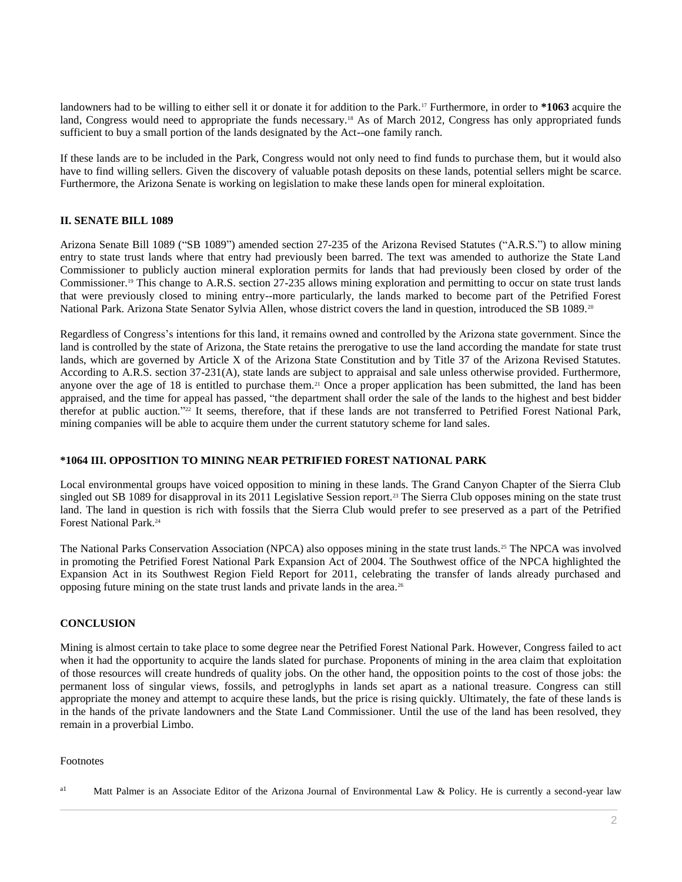landowners had to be willing to either sell it or donate it for addition to the Park.[17] Furthermore, in order to **\*1063** acquire the land, Congress would need to appropriate the funds necessary.[18] As of March 2012, Congress has only appropriated funds sufficient to buy a small portion of the lands designated by the Act--one family ranch.

If these lands are to be included in the Park, Congress would not only need to find funds to purchase them, but it would also have to find willing sellers. Given the discovery of valuable potash deposits on these lands, potential sellers might be scarce. Furthermore, the Arizona Senate is working on legislation to make these lands open for mineral exploitation.

## II. SENATE BILL 1089

Arizona Senate Bill 1089 ("SB 1089") amended section 27-235 of the Arizona Revised Statutes ("A.R.S.") to allow mining entry to state trust lands where that entry had previously been barred. The text was amended to authorize the State Land Commissioner to publicly auction mineral exploration permits for lands that had previously been closed by order of the Commissioner.[19] This change to A.R.S. section 27-235 allows mining exploration and permitting to occur on state trust lands that were previously closed to mining entry--more particularly, the lands marked to become part of the Petrified Forest National Park. Arizona State Senator Sylvia Allen, whose district covers the land in question, introduced the SB 1089.[20]

Regardless of Congress's intentions for this land, it remains owned and controlled by the Arizona state government. Since the land is controlled by the state of Arizona, the State retains the prerogative to use the land according the mandate for state trust lands, which are governed by Article X of the Arizona State Constitution and by Title 37 of the Arizona Revised Statutes. According to A.R.S. section 37-231(A), state lands are subject to appraisal and sale unless otherwise provided. Furthermore, anyone over the age of 18 is entitled to purchase them.[21] Once a proper application has been submitted, the land has been appraised, and the time for appeal has passed, "the department shall order the sale of the lands to the highest and best bidder therefor at public auction."[22] It seems, therefore, that if these lands are not transferred to Petrified Forest National Park, mining companies will be able to acquire them under the current statutory scheme for land sales.

## \*1064 III. OPPOSITION TO MINING NEAR PETRIFIED FOREST NATIONAL PARK

Local environmental groups have voiced opposition to mining in these lands. The Grand Canyon Chapter of the Sierra Club singled out SB 1089 for disapproval in its 2011 Legislative Session report.[23] The Sierra Club opposes mining on the state trust land. The land in question is rich with fossils that the Sierra Club would prefer to see preserved as a part of the Petrified Forest National Park.[24]

The National Parks Conservation Association (NPCA) also opposes mining in the state trust lands.[25] The NPCA was involved in promoting the Petrified Forest National Park Expansion Act of 2004. The Southwest office of the NPCA highlighted the Expansion Act in its Southwest Region Field Report for 2011, celebrating the transfer of lands already purchased and opposing future mining on the state trust lands and private lands in the area.[26]

## CONCLUSION

Mining is almost certain to take place to some degree near the Petrified Forest National Park. However, Congress failed to act when it had the opportunity to acquire the lands slated for purchase. Proponents of mining in the area claim that exploitation of those resources will create hundreds of quality jobs. On the other hand, the opposition points to the cost of those jobs: the permanent loss of singular views, fossils, and petroglyphs in lands set apart as a national treasure. Congress can still appropriate the money and attempt to acquire these lands, but the price is rising quickly. Ultimately, the fate of these lands is in the hands of the private landowners and the State Land Commissioner. Until the use of the land has been resolved, they remain in a proverbial Limbo.

Footnotes

[a1] Matt Palmer is an Associate Editor of the Arizona Journal of Environmental Law & Policy. He is currently a second-year law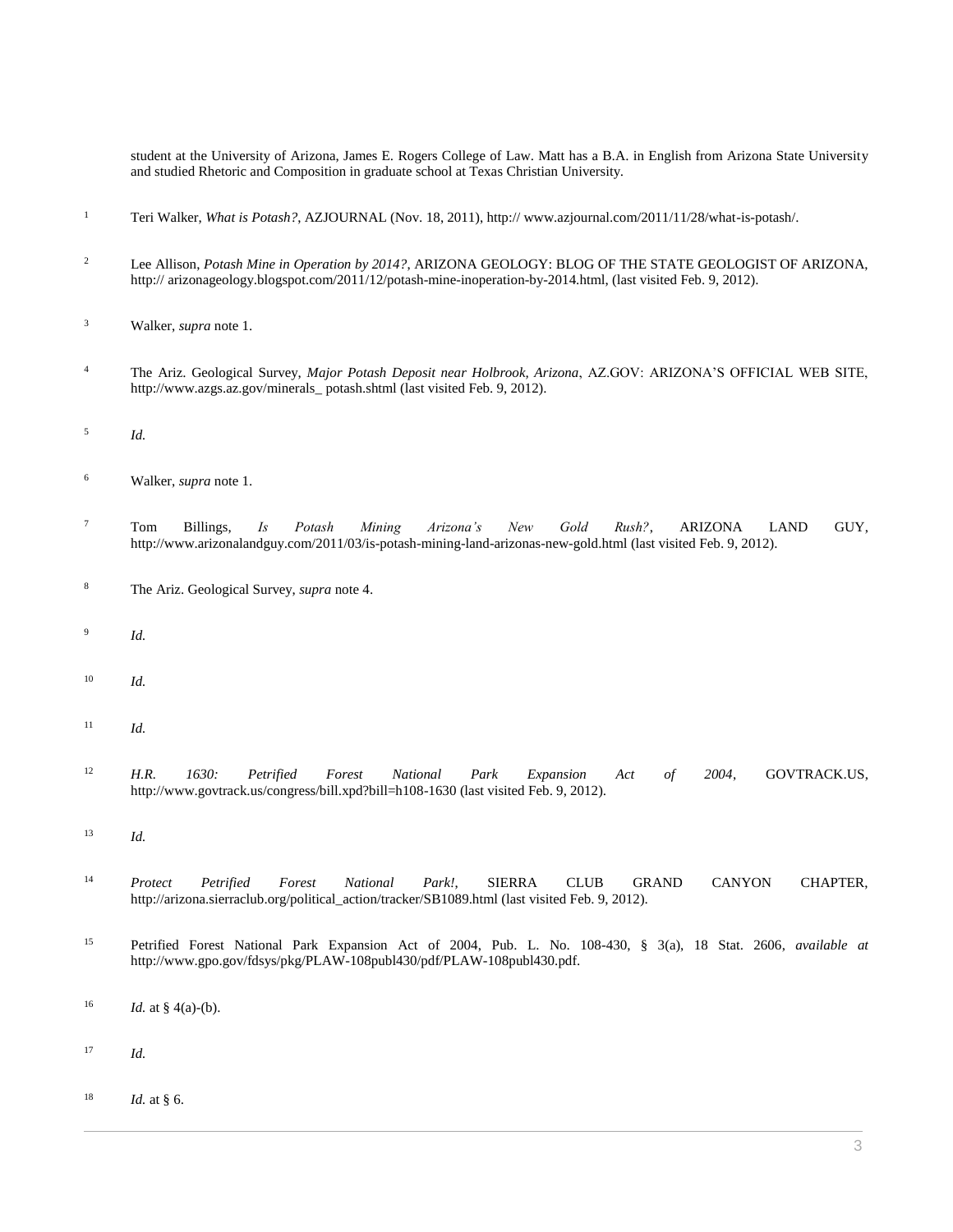student at the University of Arizona, James E. Rogers College of Law. Matt has a B.A. in English from Arizona State University and studied Rhetoric and Composition in graduate school at Texas Christian University.

1. Teri Walker, *What is Potash?*, AZJOURNAL (Nov. 18, 2011), http:// www.azjournal.com/2011/11/28/what-is-potash/.

2. Lee Allison, *Potash Mine in Operation by 2014?*, ARIZONA GEOLOGY: BLOG OF THE STATE GEOLOGIST OF ARIZONA, http:// arizonageology.blogspot.com/2011/12/potash-mine-inoperation-by-2014.html, (last visited Feb. 9, 2012).

3. Walker, *supra* note 1.

4. The Ariz. Geological Survey, *Major Potash Deposit near Holbrook, Arizona*, AZ.GOV: ARIZONA'S OFFICIAL WEB SITE, http://www.azgs.az.gov/minerals_ potash.shtml (last visited Feb. 9, 2012).

5. *Id.*

6. Walker, *supra* note 1.

7. Tom Billings, *Is Potash Mining Arizona's New Gold Rush?*, ARIZONA LAND GUY, http://www.arizonalandguy.com/2011/03/is-potash-mining-land-arizonas-new-gold.html (last visited Feb. 9, 2012).

8. The Ariz. Geological Survey, *supra* note 4.

9. *Id.*

10. *Id.*

11. *Id.*

12. *H.R. 1630: Petrified Forest National Park Expansion Act of 2004*, GOVTRACK.US, http://www.govtrack.us/congress/bill.xpd?bill=h108-1630 (last visited Feb. 9, 2012).

13. *Id.*

14. *Protect Petrified Forest National Park!*, SIERRA CLUB GRAND CANYON CHAPTER, http://arizona.sierraclub.org/political_action/tracker/SB1089.html (last visited Feb. 9, 2012).

15. Petrified Forest National Park Expansion Act of 2004, Pub. L. No. 108-430, § 3(a), 18 Stat. 2606, *available at* http://www.gpo.gov/fdsys/pkg/PLAW-108publ430/pdf/PLAW-108publ430.pdf.

16. *Id.* at § 4(a)-(b).

17. *Id.*

18. *Id.* at § 6.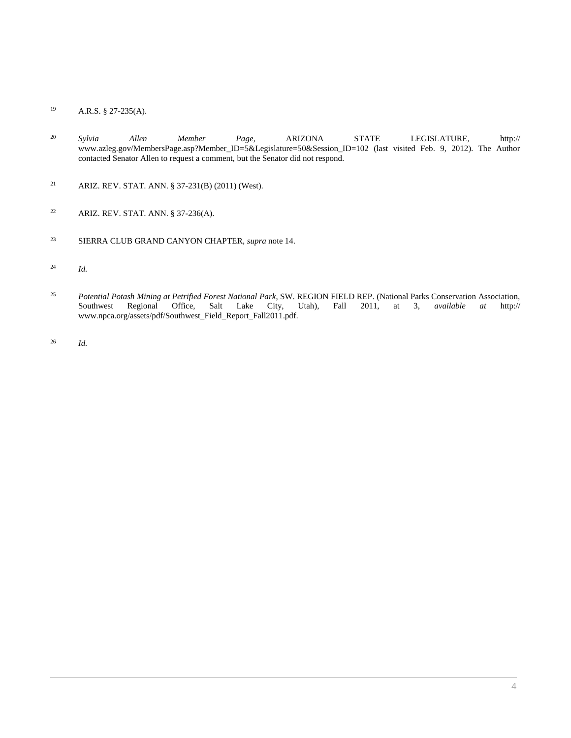[19] A.R.S. § 27-235(A).

[20] *Sylvia Allen Member Page*, ARIZONA STATE LEGISLATURE, http:// www.azleg.gov/MembersPage.asp?Member_ID=5&Legislature=50&Session_ID=102 (last visited Feb. 9, 2012). The Author contacted Senator Allen to request a comment, but the Senator did not respond.

[21] ARIZ. REV. STAT. ANN. § 37-231(B) (2011) (West).

[22] ARIZ. REV. STAT. ANN. § 37-236(A).

[23] SIERRA CLUB GRAND CANYON CHAPTER, *supra* note 14.

[24] *Id.*

[25] *Potential Potash Mining at Petrified Forest National Park*, SW. REGION FIELD REP. (National Parks Conservation Association, Southwest Regional Office, Salt Lake City, Utah), Fall 2011, at 3, *available at* http:// www.npca.org/assets/pdf/Southwest_Field_Report_Fall2011.pdf.

[26] *Id.*